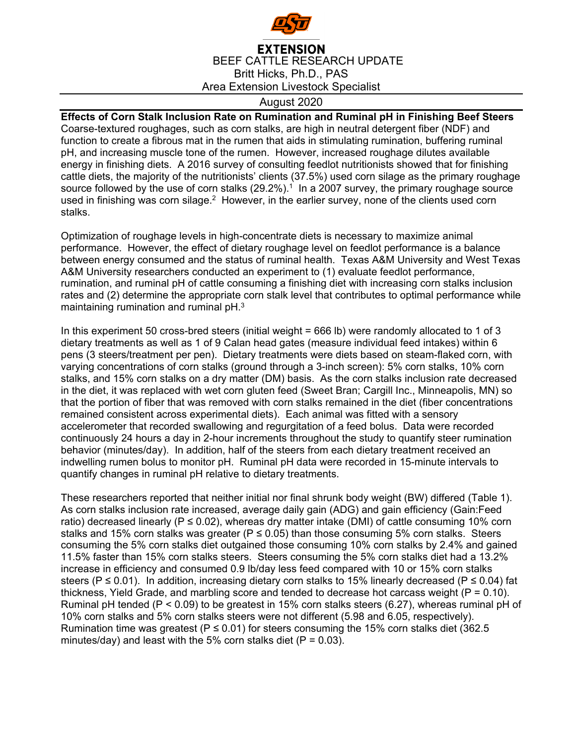**EXTENSION**

BEEF CATTLE RESEARCH UPDATE

Britt Hicks, Ph.D., PAS

Area Extension Livestock Specialist

August 2020

## Effects of Corn Stalk Inclusion Rate on Rumination and Ruminal pH in Finishing Beef Steers

Coarse-textured roughages, such as corn stalks, are high in neutral detergent fiber (NDF) and function to create a fibrous mat in the rumen that aids in stimulating rumination, buffering ruminal pH, and increasing muscle tone of the rumen. However, increased roughage dilutes available energy in finishing diets. A 2016 survey of consulting feedlot nutritionists showed that for finishing cattle diets, the majority of the nutritionists' clients (37.5%) used corn silage as the primary roughage source followed by the use of corn stalks (29.2%).[1] In a 2007 survey, the primary roughage source used in finishing was corn silage.[2] However, in the earlier survey, none of the clients used corn stalks.

Optimization of roughage levels in high-concentrate diets is necessary to maximize animal performance. However, the effect of dietary roughage level on feedlot performance is a balance between energy consumed and the status of ruminal health. Texas A&M University and West Texas A&M University researchers conducted an experiment to (1) evaluate feedlot performance, rumination, and ruminal pH of cattle consuming a finishing diet with increasing corn stalks inclusion rates and (2) determine the appropriate corn stalk level that contributes to optimal performance while maintaining rumination and ruminal pH.[3]

In this experiment 50 cross-bred steers (initial weight = 666 lb) were randomly allocated to 1 of 3 dietary treatments as well as 1 of 9 Calan head gates (measure individual feed intakes) within 6 pens (3 steers/treatment per pen). Dietary treatments were diets based on steam-flaked corn, with varying concentrations of corn stalks (ground through a 3-inch screen): 5% corn stalks, 10% corn stalks, and 15% corn stalks on a dry matter (DM) basis. As the corn stalks inclusion rate decreased in the diet, it was replaced with wet corn gluten feed (Sweet Bran; Cargill Inc., Minneapolis, MN) so that the portion of fiber that was removed with corn stalks remained in the diet (fiber concentrations remained consistent across experimental diets). Each animal was fitted with a sensory accelerometer that recorded swallowing and regurgitation of a feed bolus. Data were recorded continuously 24 hours a day in 2-hour increments throughout the study to quantify steer rumination behavior (minutes/day). In addition, half of the steers from each dietary treatment received an indwelling rumen bolus to monitor pH. Ruminal pH data were recorded in 15-minute intervals to quantify changes in ruminal pH relative to dietary treatments.

These researchers reported that neither initial nor final shrunk body weight (BW) differed (Table 1). As corn stalks inclusion rate increased, average daily gain (ADG) and gain efficiency (Gain:Feed ratio) decreased linearly ($P \leq 0.02$), whereas dry matter intake (DMI) of cattle consuming 10% corn stalks and 15% corn stalks was greater ($P \leq 0.05$) than those consuming 5% corn stalks. Steers consuming the 5% corn stalks diet outgained those consuming 10% corn stalks by 2.4% and gained 11.5% faster than 15% corn stalks steers. Steers consuming the 5% corn stalks diet had a 13.2% increase in efficiency and consumed 0.9 lb/day less feed compared with 10 or 15% corn stalks steers ($P \leq 0.01$). In addition, increasing dietary corn stalks to 15% linearly decreased ($P \leq 0.04$) fat thickness, Yield Grade, and marbling score and tended to decrease hot carcass weight ($P = 0.10$). Ruminal pH tended ($P < 0.09$) to be greatest in 15% corn stalks steers (6.27), whereas ruminal pH of 10% corn stalks and 5% corn stalks steers were not different (5.98 and 6.05, respectively). Rumination time was greatest ($P \leq 0.01$) for steers consuming the 15% corn stalks diet (362.5 minutes/day) and least with the 5% corn stalks diet ($P = 0.03$).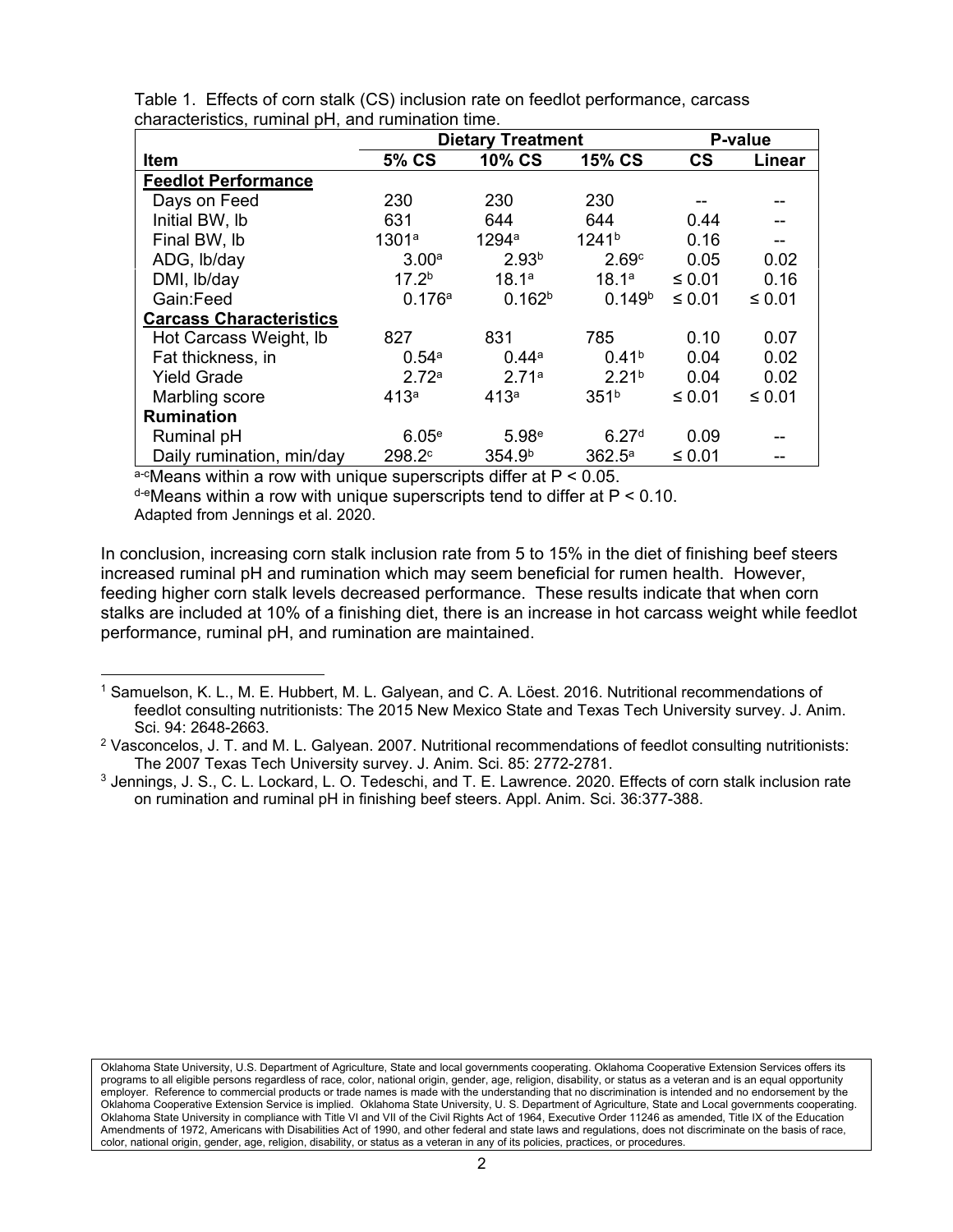Table 1. Effects of corn stalk (CS) inclusion rate on feedlot performance, carcass characteristics, ruminal pH, and rumination time.

| | Dietary Treatment | | | P-value | |
|---|---|---|---|---|---|
| **Item** | **5% CS** | **10% CS** | **15% CS** | **CS** | **Linear** |
| **Feedlot Performance** | | | | | |
| Days on Feed | 230 | 230 | 230 | -- | -- |
| Initial BW, lb | 631 | 644 | 644 | 0.44 | -- |
| Final BW, lb | 1301[a] | 1294[a] | 1241[b] | 0.16 | -- |
| ADG, lb/day | 3.00[a] | 2.93[b] | 2.69[c] | 0.05 | 0.02 |
| DMI, lb/day | 17.2[b] | 18.1[a] | 18.1[a] | ≤ 0.01 | 0.16 |
| Gain:Feed | 0.176[a] | 0.162[b] | 0.149[b] | ≤ 0.01 | ≤ 0.01 |
| **Carcass Characteristics** | | | | | |
| Hot Carcass Weight, lb | 827 | 831 | 785 | 0.10 | 0.07 |
| Fat thickness, in | 0.54[a] | 0.44[a] | 0.41[b] | 0.04 | 0.02 |
| Yield Grade | 2.72[a] | 2.71[a] | 2.21[b] | 0.04 | 0.02 |
| Marbling score | 413[a] | 413[a] | 351[b] | ≤ 0.01 | ≤ 0.01 |
| **Rumination** | | | | | |
| Ruminal pH | 6.05[e] | 5.98[e] | 6.27[d] | 0.09 | -- |
| Daily rumination, min/day | 298.2[c] | 354.9[b] | 362.5[a] | ≤ 0.01 | -- |

[a-c]Means within a row with unique superscripts differ at $P < 0.05$.
[d-e]Means within a row with unique superscripts tend to differ at $P < 0.10$.
Adapted from Jennings et al. 2020.

In conclusion, increasing corn stalk inclusion rate from 5 to 15% in the diet of finishing beef steers increased ruminal pH and rumination which may seem beneficial for rumen health. However, feeding higher corn stalk levels decreased performance. These results indicate that when corn stalks are included at 10% of a finishing diet, there is an increase in hot carcass weight while feedlot performance, ruminal pH, and rumination are maintained.

---

[1] Samuelson, K. L., M. E. Hubbert, M. L. Galyean, and C. A. Löest. 2016. Nutritional recommendations of feedlot consulting nutritionists: The 2015 New Mexico State and Texas Tech University survey. J. Anim. Sci. 94: 2648-2663.

[2] Vasconcelos, J. T. and M. L. Galyean. 2007. Nutritional recommendations of feedlot consulting nutritionists: The 2007 Texas Tech University survey. J. Anim. Sci. 85: 2772-2781.

[3] Jennings, J. S., C. L. Lockard, L. O. Tedeschi, and T. E. Lawrence. 2020. Effects of corn stalk inclusion rate on rumination and ruminal pH in finishing beef steers. Appl. Anim. Sci. 36:377-388.

Oklahoma State University, U.S. Department of Agriculture, State and local governments cooperating. Oklahoma Cooperative Extension Services offers its programs to all eligible persons regardless of race, color, national origin, gender, age, religion, disability, or status as a veteran and is an equal opportunity employer. Reference to commercial products or trade names is made with the understanding that no discrimination is intended and no endorsement by the Oklahoma Cooperative Extension Service is implied. Oklahoma State University, U. S. Department of Agriculture, State and Local governments cooperating. Oklahoma State University in compliance with Title VI and VII of the Civil Rights Act of 1964, Executive Order 11246 as amended, Title IX of the Education Amendments of 1972, Americans with Disabilities Act of 1990, and other federal and state laws and regulations, does not discriminate on the basis of race, color, national origin, gender, age, religion, disability, or status as a veteran in any of its policies, practices, or procedures.